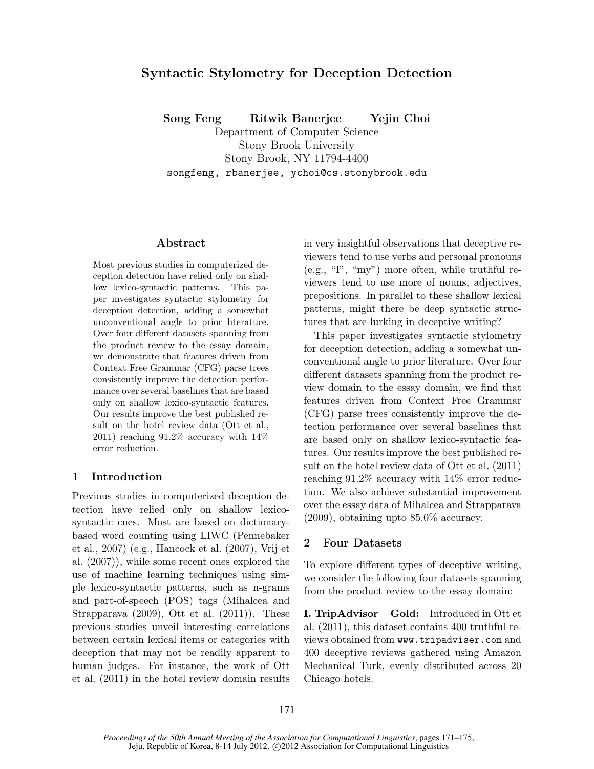# Syntactic Stylometry for Deception Detection

**Song Feng** **Ritwik Banerjee** **Yejin Choi**

Department of Computer Science
Stony Brook University
Stony Brook, NY 11794-4400
songfeng, rbanerjee, ychoi@cs.stonybrook.edu

## Abstract

Most previous studies in computerized deception detection have relied only on shallow lexico-syntactic patterns. This paper investigates syntactic stylometry for deception detection, adding a somewhat unconventional angle to prior literature. Over four different datasets spanning from the product review to the essay domain, we demonstrate that features driven from Context Free Grammar (CFG) parse trees consistently improve the detection performance over several baselines that are based only on shallow lexico-syntactic features. Our results improve the best published result on the hotel review data (Ott et al., 2011) reaching 91.2% accuracy with 14% error reduction.

## 1 Introduction

Previous studies in computerized deception detection have relied only on shallow lexico-syntactic cues. Most are based on dictionary-based word counting using LIWC (Pennebaker et al., 2007) (e.g., Hancock et al. (2007), Vrij et al. (2007)), while some recent ones explored the use of machine learning techniques using simple lexico-syntactic patterns, such as n-grams and part-of-speech (POS) tags (Mihalcea and Strapparava (2009), Ott et al. (2011)). These previous studies unveil interesting correlations between certain lexical items or categories with deception that may not be readily apparent to human judges. For instance, the work of Ott et al. (2011) in the hotel review domain results in very insightful observations that deceptive reviewers tend to use verbs and personal pronouns (e.g., "I", "my") more often, while truthful reviewers tend to use more of nouns, adjectives, prepositions. In parallel to these shallow lexical patterns, might there be deep syntactic structures that are lurking in deceptive writing?

This paper investigates syntactic stylometry for deception detection, adding a somewhat unconventional angle to prior literature. Over four different datasets spanning from the product review domain to the essay domain, we find that features driven from Context Free Grammar (CFG) parse trees consistently improve the detection performance over several baselines that are based only on shallow lexico-syntactic features. Our results improve the best published result on the hotel review data of Ott et al. (2011) reaching 91.2% accuracy with 14% error reduction. We also achieve substantial improvement over the essay data of Mihalcea and Strapparava (2009), obtaining upto 85.0% accuracy.

## 2 Four Datasets

To explore different types of deceptive writing, we consider the following four datasets spanning from the product review to the essay domain:

**I. TripAdvisor—Gold:** Introduced in Ott et al. (2011), this dataset contains 400 truthful reviews obtained from www.tripadviser.com and 400 deceptive reviews gathered using Amazon Mechanical Turk, evenly distributed across 20 Chicago hotels.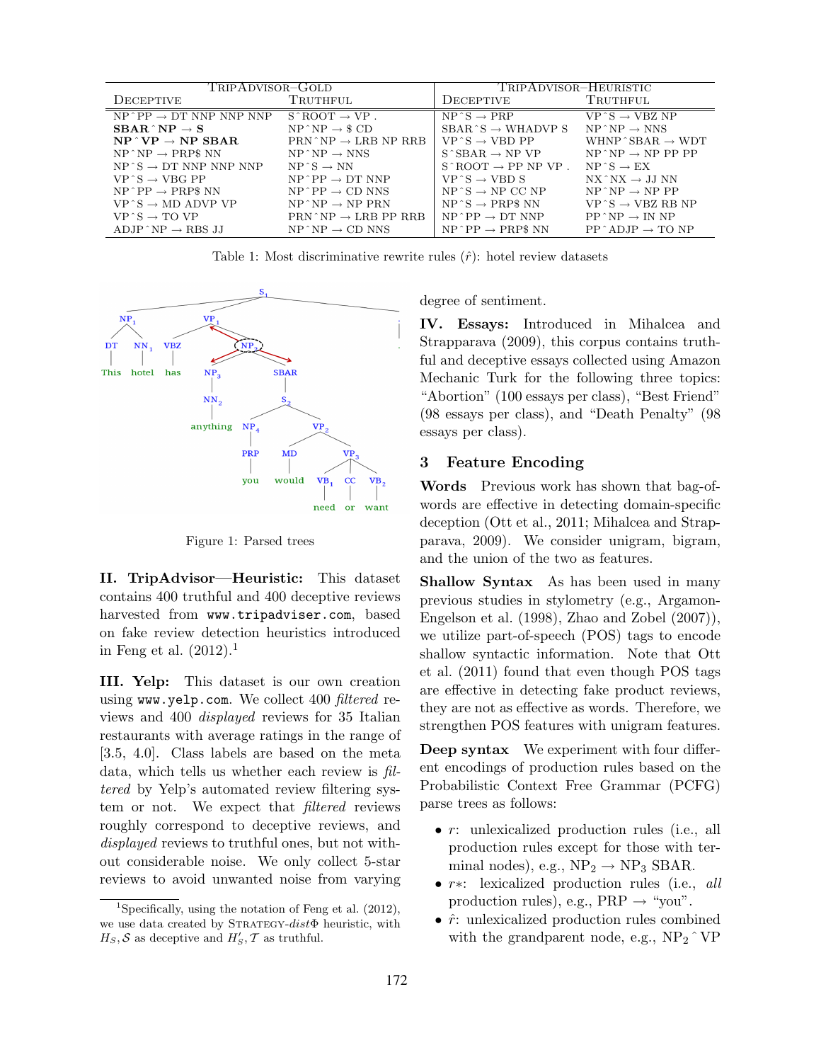| TripAdvisor–Gold | | TripAdvisor–Heuristic | |
|---|---|---|---|
| Deceptive | Truthful | Deceptive | Truthful |
| NP ˆ PP → DT NNP NNP NNP | S ˆ ROOT → VP . | NP ˆ S → PRP | VP ˆ S → VBZ NP |
| **SBAR ˆ NP → S** | NP ˆ NP → $ CD | SBAR ˆ S → WHADVP S | NP ˆ NP → NNS |
| **NP ˆ VP → NP SBAR** | PRN ˆ NP → LRB NP RRB | VP ˆ S → VBD PP | WHNP ˆ SBAR → WDT |
| NP ˆ NP → PRP$ NN | NP ˆ NP → NNS | S ˆ SBAR → NP VP | NP ˆ NP → NP PP PP |
| NP ˆ S → DT NNP NNP NNP | NP ˆ S → NN | S ˆ ROOT → PP NP VP . | NP ˆ S → EX |
| VP ˆ S → VBG PP | NP ˆ PP → DT NNP | VP ˆ S → VBD S | NX ˆ NX → JJ NN |
| NP ˆ PP → PRP$ NN | NP ˆ PP → CD NNS | NP ˆ S → NP CC NP | NP ˆ NP → NP PP |
| VP ˆ S → MD ADVP VP | NP ˆ NP → NP PRN | NP ˆ S → PRP$ NN | VP ˆ S → VBZ RB NP |
| VP ˆ S → TO VP | PRN ˆ NP → LRB PP RRB | NP ˆ PP → DT NNP | PP ˆ NP → IN NP |
| ADJP ˆ NP → RBS JJ | NP ˆ NP → CD NNS | NP ˆ PP → PRP$ NN | PP ˆ ADJP → TO NP |

Table 1: Most discriminative rewrite rules ($\hat{r}$): hotel review datasets

Figure 1: Parsed trees

**II. TripAdvisor—Heuristic:** This dataset contains 400 truthful and 400 deceptive reviews harvested from www.tripadviser.com, based on fake review detection heuristics introduced in Feng et al. (2012).[1]

**III. Yelp:** This dataset is our own creation using www.yelp.com. We collect 400 *filtered* reviews and 400 *displayed* reviews for 35 Italian restaurants with average ratings in the range of [3.5, 4.0]. Class labels are based on the meta data, which tells us whether each review is *filtered* by Yelp's automated review filtering system or not. We expect that *filtered* reviews roughly correspond to deceptive reviews, and *displayed* reviews to truthful ones, but not without considerable noise. We only collect 5-star reviews to avoid unwanted noise from varying degree of sentiment.

**IV. Essays:** Introduced in Mihalcea and Strapparava (2009), this corpus contains truthful and deceptive essays collected using Amazon Mechanic Turk for the following three topics: "Abortion" (100 essays per class), "Best Friend" (98 essays per class), and "Death Penalty" (98 essays per class).

## 3 Feature Encoding

**Words** Previous work has shown that bag-of-words are effective in detecting domain-specific deception (Ott et al., 2011; Mihalcea and Strapparava, 2009). We consider unigram, bigram, and the union of the two as features.

**Shallow Syntax** As has been used in many previous studies in stylometry (e.g., Argamon-Engelson et al. (1998), Zhao and Zobel (2007)), we utilize part-of-speech (POS) tags to encode shallow syntactic information. Note that Ott et al. (2011) found that even though POS tags are effective in detecting fake product reviews, they are not as effective as words. Therefore, we strengthen POS features with unigram features.

**Deep syntax** We experiment with four different encodings of production rules based on the Probabilistic Context Free Grammar (PCFG) parse trees as follows:

- $r$: unlexicalized production rules (i.e., all production rules except for those with terminal nodes), e.g., $NP_2 \rightarrow NP_3$ SBAR.
- $r*$: lexicalized production rules (i.e., *all* production rules), e.g., PRP → "you".
- $\hat{r}$: unlexicalized production rules combined with the grandparent node, e.g., $NP_2$ ˆ VP

[1] Specifically, using the notation of Feng et al. (2012), we use data created by Strategy-*dist*Φ heuristic, with $H_S, \mathcal{S}$ as deceptive and $H'_S, \mathcal{T}$ as truthful.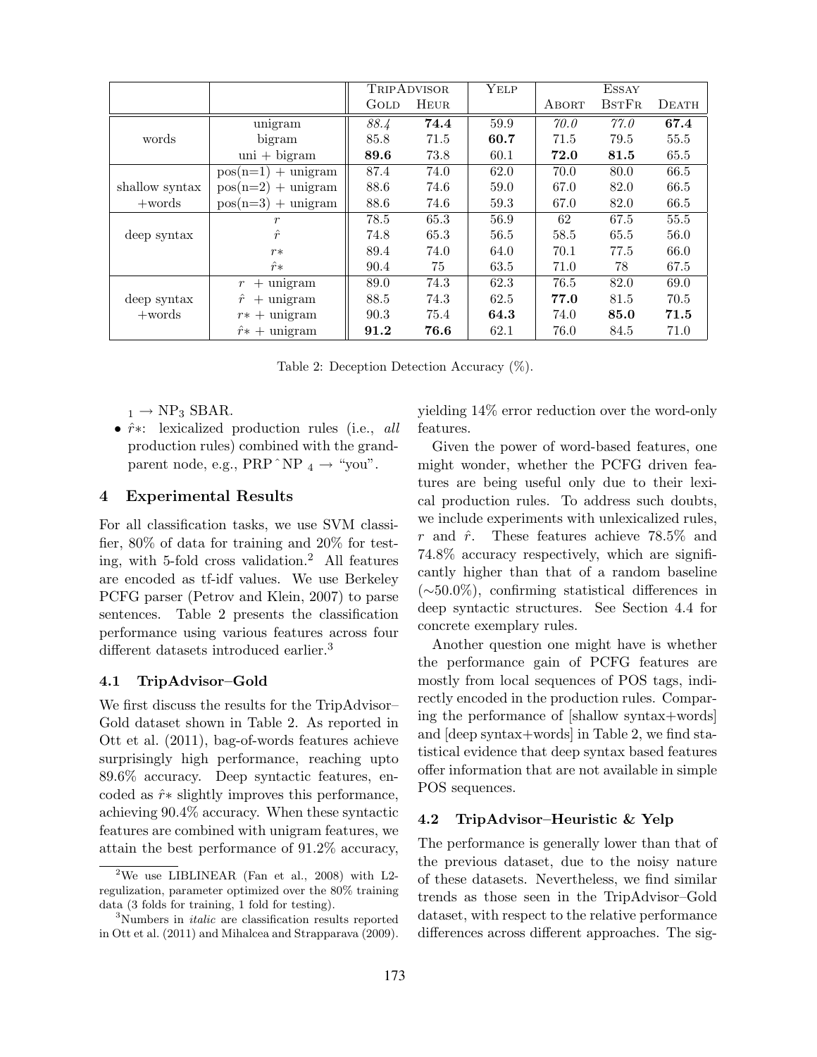| | | TripAdvisor | | Yelp | Essay | | |
|---|---|---|---|---|---|---|---|
| | | Gold | Heur | | Abort | BstFr | Death |
| words | unigram | *88.4* | **74.4** | 59.9 | *70.0* | *77.0* | **67.4** |
| | bigram | 85.8 | 71.5 | **60.7** | 71.5 | 79.5 | 55.5 |
| | uni + bigram | **89.6** | 73.8 | 60.1 | **72.0** | **81.5** | 65.5 |
| shallow syntax +words | pos(n=1) + unigram | 87.4 | 74.0 | 62.0 | 70.0 | 80.0 | 66.5 |
| | pos(n=2) + unigram | 88.6 | 74.6 | 59.0 | 67.0 | 82.0 | 66.5 |
| | pos(n=3) + unigram | 88.6 | 74.6 | 59.3 | 67.0 | 82.0 | 66.5 |
| deep syntax | $r$ | 78.5 | 65.3 | 56.9 | 62 | 67.5 | 55.5 |
| | $\hat{r}$ | 74.8 | 65.3 | 56.5 | 58.5 | 65.5 | 56.0 |
| | $r*$ | 89.4 | 74.0 | 64.0 | 70.1 | 77.5 | 66.0 |
| | $\hat{r}*$ | 90.4 | 75 | 63.5 | 71.0 | 78 | 67.5 |
| deep syntax +words | $r$ + unigram | 89.0 | 74.3 | 62.3 | 76.5 | 82.0 | 69.0 |
| | $\hat{r}$ + unigram | 88.5 | 74.3 | 62.5 | **77.0** | 81.5 | 70.5 |
| | $r*$ + unigram | 90.3 | 75.4 | **64.3** | 74.0 | **85.0** | **71.5** |
| | $\hat{r}*$ + unigram | **91.2** | **76.6** | 62.1 | 76.0 | 84.5 | 71.0 |

Table 2: Deception Detection Accuracy (%).

$_1 \rightarrow$ NP$_3$ SBAR.

- $\hat{r}*$: lexicalized production rules (i.e., *all* production rules) combined with the grandparent node, e.g., PRP ˆ NP $_4 \rightarrow$ "you".

## 4 Experimental Results

For all classification tasks, we use SVM classifier, 80% of data for training and 20% for testing, with 5-fold cross validation.[2] All features are encoded as tf-idf values. We use Berkeley PCFG parser (Petrov and Klein, 2007) to parse sentences. Table 2 presents the classification performance using various features across four different datasets introduced earlier.[3]

### 4.1 TripAdvisor–Gold

We first discuss the results for the TripAdvisor–Gold dataset shown in Table 2. As reported in Ott et al. (2011), bag-of-words features achieve surprisingly high performance, reaching upto 89.6% accuracy. Deep syntactic features, encoded as $\hat{r}*$ slightly improves this performance, achieving 90.4% accuracy. When these syntactic features are combined with unigram features, we attain the best performance of 91.2% accuracy, yielding 14% error reduction over the word-only features.

Given the power of word-based features, one might wonder, whether the PCFG driven features are being useful only due to their lexical production rules. To address such doubts, we include experiments with unlexicalized rules, $r$ and $\hat{r}$. These features achieve 78.5% and 74.8% accuracy respectively, which are significantly higher than that of a random baseline (∼50.0%), confirming statistical differences in deep syntactic structures. See Section 4.4 for concrete exemplary rules.

Another question one might have is whether the performance gain of PCFG features are mostly from local sequences of POS tags, indirectly encoded in the production rules. Comparing the performance of [shallow syntax+words] and [deep syntax+words] in Table 2, we find statistical evidence that deep syntax based features offer information that are not available in simple POS sequences.

### 4.2 TripAdvisor–Heuristic & Yelp

The performance is generally lower than that of the previous dataset, due to the noisy nature of these datasets. Nevertheless, we find similar trends as those seen in the TripAdvisor–Gold dataset, with respect to the relative performance differences across different approaches. The sig-

[2] We use LIBLINEAR (Fan et al., 2008) with L2-regulization, parameter optimized over the 80% training data (3 folds for training, 1 fold for testing).

[3] Numbers in *italic* are classification results reported in Ott et al. (2011) and Mihalcea and Strapparava (2009).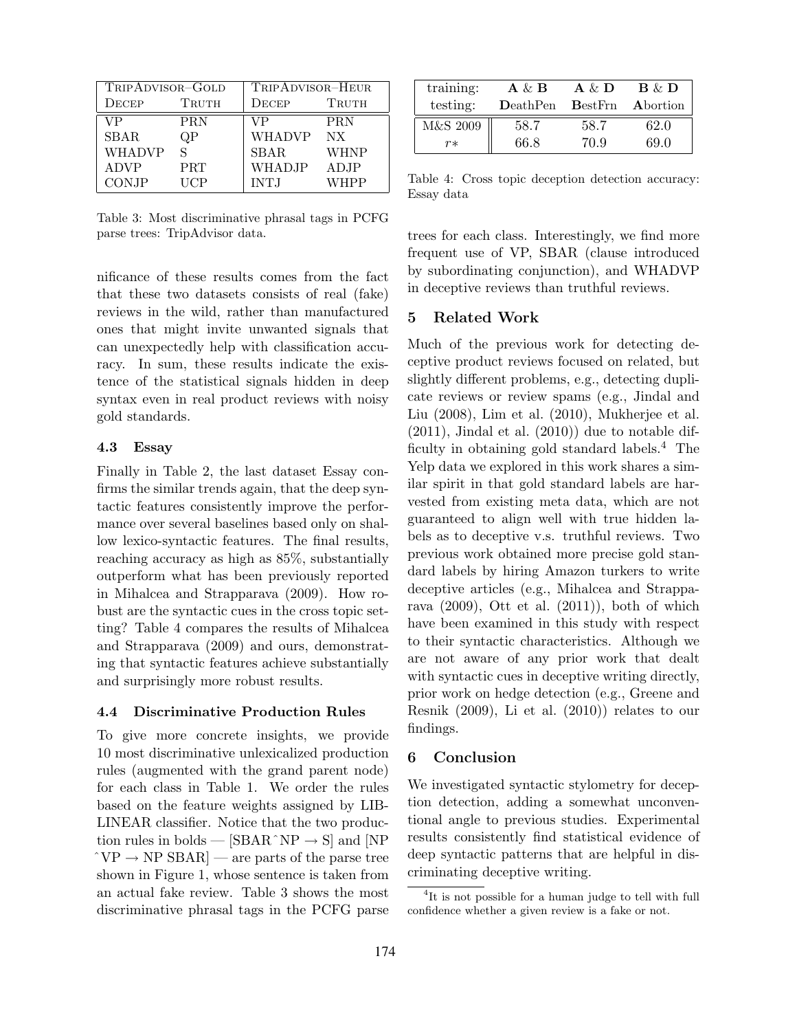| TripAdvisor–Gold | | TripAdvisor–Heur | |
|---|---|---|---|
| Decep | Truth | Decep | Truth |
| VP | PRN | VP | PRN |
| SBAR | QP | WHADVP | NX |
| WHADVP | S | SBAR | WHNP |
| ADVP | PRT | WHADJP | ADJP |
| CONJP | UCP | INTJ | WHPP |

Table 3: Most discriminative phrasal tags in PCFG parse trees: TripAdvisor data.

nificance of these results comes from the fact that these two datasets consists of real (fake) reviews in the wild, rather than manufactured ones that might invite unwanted signals that can unexpectedly help with classification accuracy. In sum, these results indicate the existence of the statistical signals hidden in deep syntax even in real product reviews with noisy gold standards.

### 4.3 Essay

Finally in Table 2, the last dataset Essay confirms the similar trends again, that the deep syntactic features consistently improve the performance over several baselines based only on shallow lexico-syntactic features. The final results, reaching accuracy as high as 85%, substantially outperform what has been previously reported in Mihalcea and Strapparava (2009). How robust are the syntactic cues in the cross topic setting? Table 4 compares the results of Mihalcea and Strapparava (2009) and ours, demonstrating that syntactic features achieve substantially and surprisingly more robust results.

### 4.4 Discriminative Production Rules

To give more concrete insights, we provide 10 most discriminative unlexicalized production rules (augmented with the grand parent node) for each class in Table 1. We order the rules based on the feature weights assigned by LIBLINEAR classifier. Notice that the two production rules in bolds — [SBAR ˆNP → S] and [NP ˆVP → NP SBAR] — are parts of the parse tree shown in Figure 1, whose sentence is taken from an actual fake review. Table 3 shows the most discriminative phrasal tags in the PCFG parse trees for each class. Interestingly, we find more frequent use of VP, SBAR (clause introduced by subordinating conjunction), and WHADVP in deceptive reviews than truthful reviews.

| training: | **A** & **B** | **A** & **D** | **B** & **D** |
|---|---|---|---|
| testing: | **D**eathPen | **B**estFrn | **A**bortion |
| M&S 2009 | 58.7 | 58.7 | 62.0 |
| $r*$ | 66.8 | 70.9 | 69.0 |

Table 4: Cross topic deception detection accuracy: Essay data

## 5 Related Work

Much of the previous work for detecting deceptive product reviews focused on related, but slightly different problems, e.g., detecting duplicate reviews or review spams (e.g., Jindal and Liu (2008), Lim et al. (2010), Mukherjee et al. (2011), Jindal et al. (2010)) due to notable difficulty in obtaining gold standard labels.[4] The Yelp data we explored in this work shares a similar spirit in that gold standard labels are harvested from existing meta data, which are not guaranteed to align well with true hidden labels as to deceptive v.s. truthful reviews. Two previous work obtained more precise gold standard labels by hiring Amazon turkers to write deceptive articles (e.g., Mihalcea and Strapparava (2009), Ott et al. (2011)), both of which have been examined in this study with respect to their syntactic characteristics. Although we are not aware of any prior work that dealt with syntactic cues in deceptive writing directly, prior work on hedge detection (e.g., Greene and Resnik (2009), Li et al. (2010)) relates to our findings.

## 6 Conclusion

We investigated syntactic stylometry for deception detection, adding a somewhat unconventional angle to previous studies. Experimental results consistently find statistical evidence of deep syntactic patterns that are helpful in discriminating deceptive writing.

[4]It is not possible for a human judge to tell with full confidence whether a given review is a fake or not.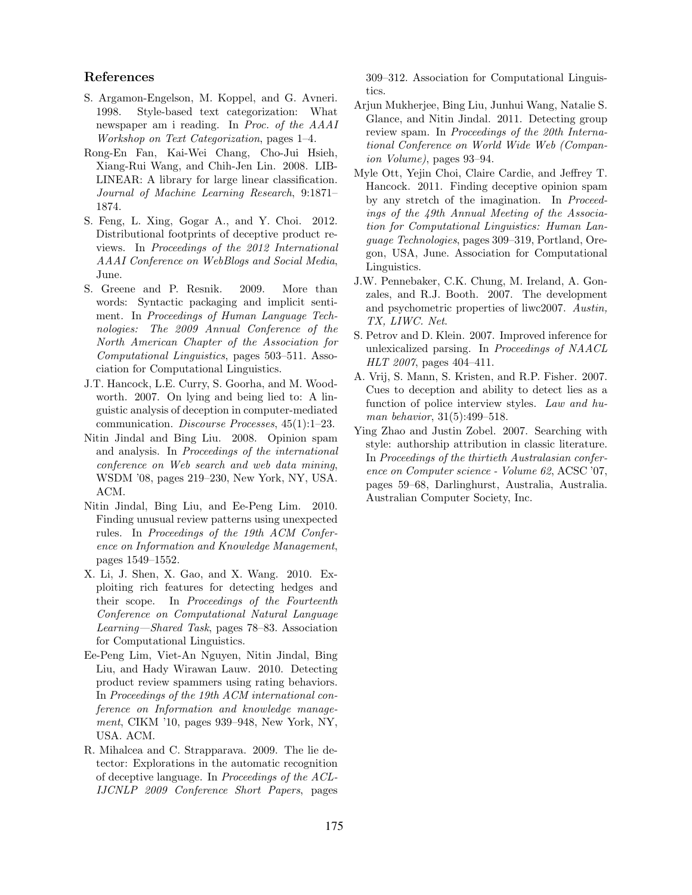## References

S. Argamon-Engelson, M. Koppel, and G. Avneri. 1998. Style-based text categorization: What newspaper am i reading. In *Proc. of the AAAI Workshop on Text Categorization*, pages 1–4.

Rong-En Fan, Kai-Wei Chang, Cho-Jui Hsieh, Xiang-Rui Wang, and Chih-Jen Lin. 2008. LIBLINEAR: A library for large linear classification. *Journal of Machine Learning Research*, 9:1871–1874.

S. Feng, L. Xing, Gogar A., and Y. Choi. 2012. Distributional footprints of deceptive product reviews. In *Proceedings of the 2012 International AAAI Conference on WebBlogs and Social Media*, June.

S. Greene and P. Resnik. 2009. More than words: Syntactic packaging and implicit sentiment. In *Proceedings of Human Language Technologies: The 2009 Annual Conference of the North American Chapter of the Association for Computational Linguistics*, pages 503–511. Association for Computational Linguistics.

J.T. Hancock, L.E. Curry, S. Goorha, and M. Woodworth. 2007. On lying and being lied to: A linguistic analysis of deception in computer-mediated communication. *Discourse Processes*, 45(1):1–23.

Nitin Jindal and Bing Liu. 2008. Opinion spam and analysis. In *Proceedings of the international conference on Web search and web data mining*, WSDM '08, pages 219–230, New York, NY, USA. ACM.

Nitin Jindal, Bing Liu, and Ee-Peng Lim. 2010. Finding unusual review patterns using unexpected rules. In *Proceedings of the 19th ACM Conference on Information and Knowledge Management*, pages 1549–1552.

X. Li, J. Shen, X. Gao, and X. Wang. 2010. Exploiting rich features for detecting hedges and their scope. In *Proceedings of the Fourteenth Conference on Computational Natural Language Learning—Shared Task*, pages 78–83. Association for Computational Linguistics.

Ee-Peng Lim, Viet-An Nguyen, Nitin Jindal, Bing Liu, and Hady Wirawan Lauw. 2010. Detecting product review spammers using rating behaviors. In *Proceedings of the 19th ACM international conference on Information and knowledge management*, CIKM '10, pages 939–948, New York, NY, USA. ACM.

R. Mihalcea and C. Strapparava. 2009. The lie detector: Explorations in the automatic recognition of deceptive language. In *Proceedings of the ACL-IJCNLP 2009 Conference Short Papers*, pages 309–312. Association for Computational Linguistics.

Arjun Mukherjee, Bing Liu, Junhui Wang, Natalie S. Glance, and Nitin Jindal. 2011. Detecting group review spam. In *Proceedings of the 20th International Conference on World Wide Web (Companion Volume)*, pages 93–94.

Myle Ott, Yejin Choi, Claire Cardie, and Jeffrey T. Hancock. 2011. Finding deceptive opinion spam by any stretch of the imagination. In *Proceedings of the 49th Annual Meeting of the Association for Computational Linguistics: Human Language Technologies*, pages 309–319, Portland, Oregon, USA, June. Association for Computational Linguistics.

J.W. Pennebaker, C.K. Chung, M. Ireland, A. Gonzales, and R.J. Booth. 2007. The development and psychometric properties of liwc2007. *Austin, TX, LIWC. Net*.

S. Petrov and D. Klein. 2007. Improved inference for unlexicalized parsing. In *Proceedings of NAACL HLT 2007*, pages 404–411.

A. Vrij, S. Mann, S. Kristen, and R.P. Fisher. 2007. Cues to deception and ability to detect lies as a function of police interview styles. *Law and human behavior*, 31(5):499–518.

Ying Zhao and Justin Zobel. 2007. Searching with style: authorship attribution in classic literature. In *Proceedings of the thirtieth Australasian conference on Computer science - Volume 62*, ACSC '07, pages 59–68, Darlinghurst, Australia, Australia. Australian Computer Society, Inc.